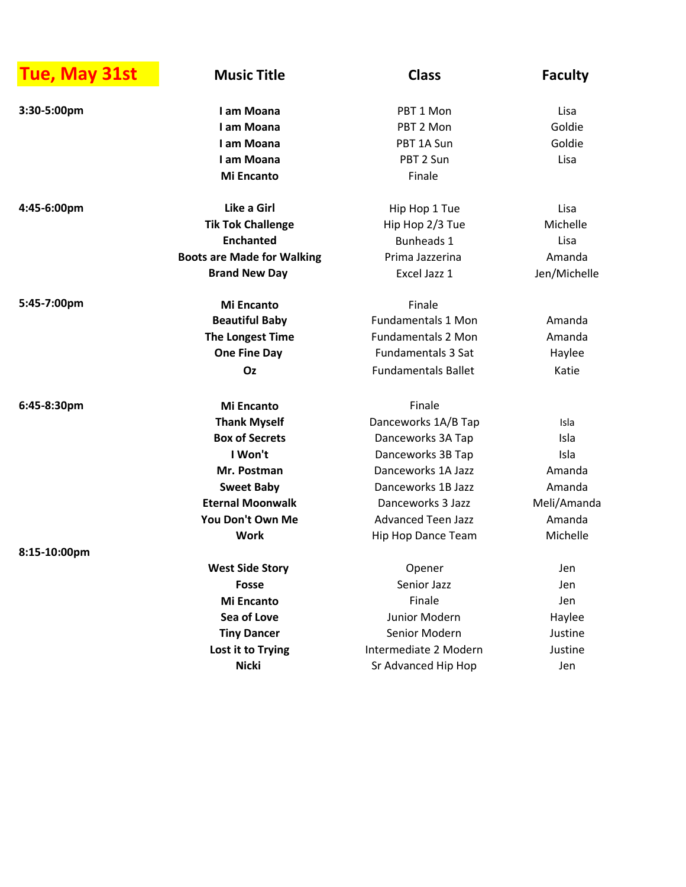| Tue, May 31st | Music Title | Class | Faculty |
| --- | --- | --- | --- |
| 3:30-5:00pm | **I am Moana** | PBT 1 Mon | Lisa |
| | **I am Moana** | PBT 2 Mon | Goldie |
| | **I am Moana** | PBT 1A Sun | Goldie |
| | **I am Moana** | PBT 2 Sun | Lisa |
| | **Mi Encanto** | Finale | |
| 4:45-6:00pm | **Like a Girl** | Hip Hop 1 Tue | Lisa |
| | **Tik Tok Challenge** | Hip Hop 2/3 Tue | Michelle |
| | **Enchanted** | Bunheads 1 | Lisa |
| | **Boots are Made for Walking** | Prima Jazzerina | Amanda |
| | **Brand New Day** | Excel Jazz 1 | Jen/Michelle |
| 5:45-7:00pm | **Mi Encanto** | Finale | |
| | **Beautiful Baby** | Fundamentals 1 Mon | Amanda |
| | **The Longest Time** | Fundamentals 2 Mon | Amanda |
| | **One Fine Day** | Fundamentals 3 Sat | Haylee |
| | **Oz** | Fundamentals Ballet | Katie |
| 6:45-8:30pm | **Mi Encanto** | Finale | |
| | **Thank Myself** | Danceworks 1A/B Tap | Isla |
| | **Box of Secrets** | Danceworks 3A Tap | Isla |
| | **I Won't** | Danceworks 3B Tap | Isla |
| | **Mr. Postman** | Danceworks 1A Jazz | Amanda |
| | **Sweet Baby** | Danceworks 1B Jazz | Amanda |
| | **Eternal Moonwalk** | Danceworks 3 Jazz | Meli/Amanda |
| | **You Don't Own Me** | Advanced Teen Jazz | Amanda |
| | **Work** | Hip Hop Dance Team | Michelle |
| 8:15-10:00pm | | | |
| | **West Side Story** | Opener | Jen |
| | **Fosse** | Senior Jazz | Jen |
| | **Mi Encanto** | Finale | Jen |
| | **Sea of Love** | Junior Modern | Haylee |
| | **Tiny Dancer** | Senior Modern | Justine |
| | **Lost it to Trying** | Intermediate 2 Modern | Justine |
| | **Nicki** | Sr Advanced Hip Hop | Jen |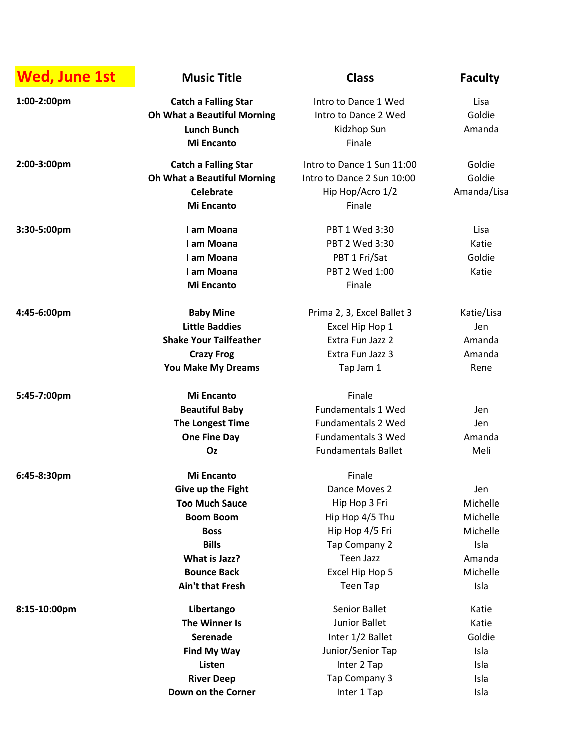| Wed, June 1st | Music Title | Class | Faculty |
| --- | --- | --- | --- |
| 1:00-2:00pm | Catch a Falling Star | Intro to Dance 1 Wed | Lisa |
| | Oh What a Beautiful Morning | Intro to Dance 2 Wed | Goldie |
| | Lunch Bunch | Kidzhop Sun | Amanda |
| | Mi Encanto | Finale | |
| 2:00-3:00pm | Catch a Falling Star | Intro to Dance 1 Sun 11:00 | Goldie |
| | Oh What a Beautiful Morning | Intro to Dance 2 Sun 10:00 | Goldie |
| | Celebrate | Hip Hop/Acro 1/2 | Amanda/Lisa |
| | Mi Encanto | Finale | |
| 3:30-5:00pm | I am Moana | PBT 1 Wed 3:30 | Lisa |
| | I am Moana | PBT 2 Wed 3:30 | Katie |
| | I am Moana | PBT 1 Fri/Sat | Goldie |
| | I am Moana | PBT 2 Wed 1:00 | Katie |
| | Mi Encanto | Finale | |
| 4:45-6:00pm | Baby Mine | Prima 2, 3, Excel Ballet 3 | Katie/Lisa |
| | Little Baddies | Excel Hip Hop 1 | Jen |
| | Shake Your Tailfeather | Extra Fun Jazz 2 | Amanda |
| | Crazy Frog | Extra Fun Jazz 3 | Amanda |
| | You Make My Dreams | Tap Jam 1 | Rene |
| 5:45-7:00pm | Mi Encanto | Finale | |
| | Beautiful Baby | Fundamentals 1 Wed | Jen |
| | The Longest Time | Fundamentals 2 Wed | Jen |
| | One Fine Day | Fundamentals 3 Wed | Amanda |
| | Oz | Fundamentals Ballet | Meli |
| 6:45-8:30pm | Mi Encanto | Finale | |
| | Give up the Fight | Dance Moves 2 | Jen |
| | Too Much Sauce | Hip Hop 3 Fri | Michelle |
| | Boom Boom | Hip Hop 4/5 Thu | Michelle |
| | Boss | Hip Hop 4/5 Fri | Michelle |
| | Bills | Tap Company 2 | Isla |
| | What is Jazz? | Teen Jazz | Amanda |
| | Bounce Back | Excel Hip Hop 5 | Michelle |
| | Ain't that Fresh | Teen Tap | Isla |
| 8:15-10:00pm | Libertango | Senior Ballet | Katie |
| | The Winner Is | Junior Ballet | Katie |
| | Serenade | Inter 1/2 Ballet | Goldie |
| | Find My Way | Junior/Senior Tap | Isla |
| | Listen | Inter 2 Tap | Isla |
| | River Deep | Tap Company 3 | Isla |
| | Down on the Corner | Inter 1 Tap | Isla |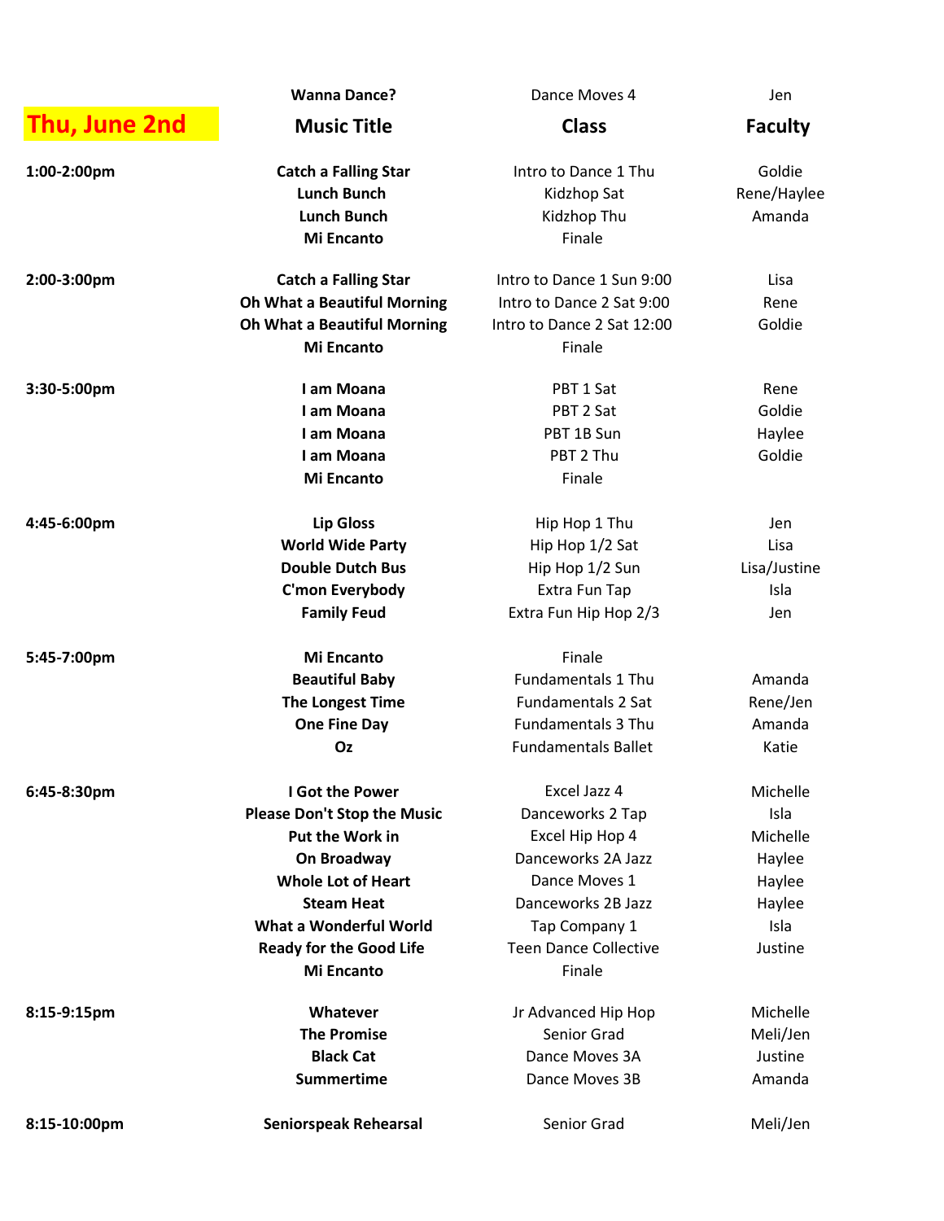| | Wanna Dance? | Dance Moves 4 | Jen |
|---|---|---|---|
| **Thu, June 2nd** | **Music Title** | **Class** | **Faculty** |
| **1:00-2:00pm** | **Catch a Falling Star** | Intro to Dance 1 Thu | Goldie |
| | **Lunch Bunch** | Kidzhop Sat | Rene/Haylee |
| | **Lunch Bunch** | Kidzhop Thu | Amanda |
| | **Mi Encanto** | Finale | |
| **2:00-3:00pm** | **Catch a Falling Star** | Intro to Dance 1 Sun 9:00 | Lisa |
| | **Oh What a Beautiful Morning** | Intro to Dance 2 Sat 9:00 | Rene |
| | **Oh What a Beautiful Morning** | Intro to Dance 2 Sat 12:00 | Goldie |
| | **Mi Encanto** | Finale | |
| **3:30-5:00pm** | **I am Moana** | PBT 1 Sat | Rene |
| | **I am Moana** | PBT 2 Sat | Goldie |
| | **I am Moana** | PBT 1B Sun | Haylee |
| | **I am Moana** | PBT 2 Thu | Goldie |
| | **Mi Encanto** | Finale | |
| **4:45-6:00pm** | **Lip Gloss** | Hip Hop 1 Thu | Jen |
| | **World Wide Party** | Hip Hop 1/2 Sat | Lisa |
| | **Double Dutch Bus** | Hip Hop 1/2 Sun | Lisa/Justine |
| | **C'mon Everybody** | Extra Fun Tap | Isla |
| | **Family Feud** | Extra Fun Hip Hop 2/3 | Jen |
| **5:45-7:00pm** | **Mi Encanto** | Finale | |
| | **Beautiful Baby** | Fundamentals 1 Thu | Amanda |
| | **The Longest Time** | Fundamentals 2 Sat | Rene/Jen |
| | **One Fine Day** | Fundamentals 3 Thu | Amanda |
| | **Oz** | Fundamentals Ballet | Katie |
| **6:45-8:30pm** | **I Got the Power** | Excel Jazz 4 | Michelle |
| | **Please Don't Stop the Music** | Danceworks 2 Tap | Isla |
| | **Put the Work in** | Excel Hip Hop 4 | Michelle |
| | **On Broadway** | Danceworks 2A Jazz | Haylee |
| | **Whole Lot of Heart** | Dance Moves 1 | Haylee |
| | **Steam Heat** | Danceworks 2B Jazz | Haylee |
| | **What a Wonderful World** | Tap Company 1 | Isla |
| | **Ready for the Good Life** | Teen Dance Collective | Justine |
| | **Mi Encanto** | Finale | |
| **8:15-9:15pm** | **Whatever** | Jr Advanced Hip Hop | Michelle |
| | **The Promise** | Senior Grad | Meli/Jen |
| | **Black Cat** | Dance Moves 3A | Justine |
| | **Summertime** | Dance Moves 3B | Amanda |
| **8:15-10:00pm** | **Seniorspeak Rehearsal** | Senior Grad | Meli/Jen |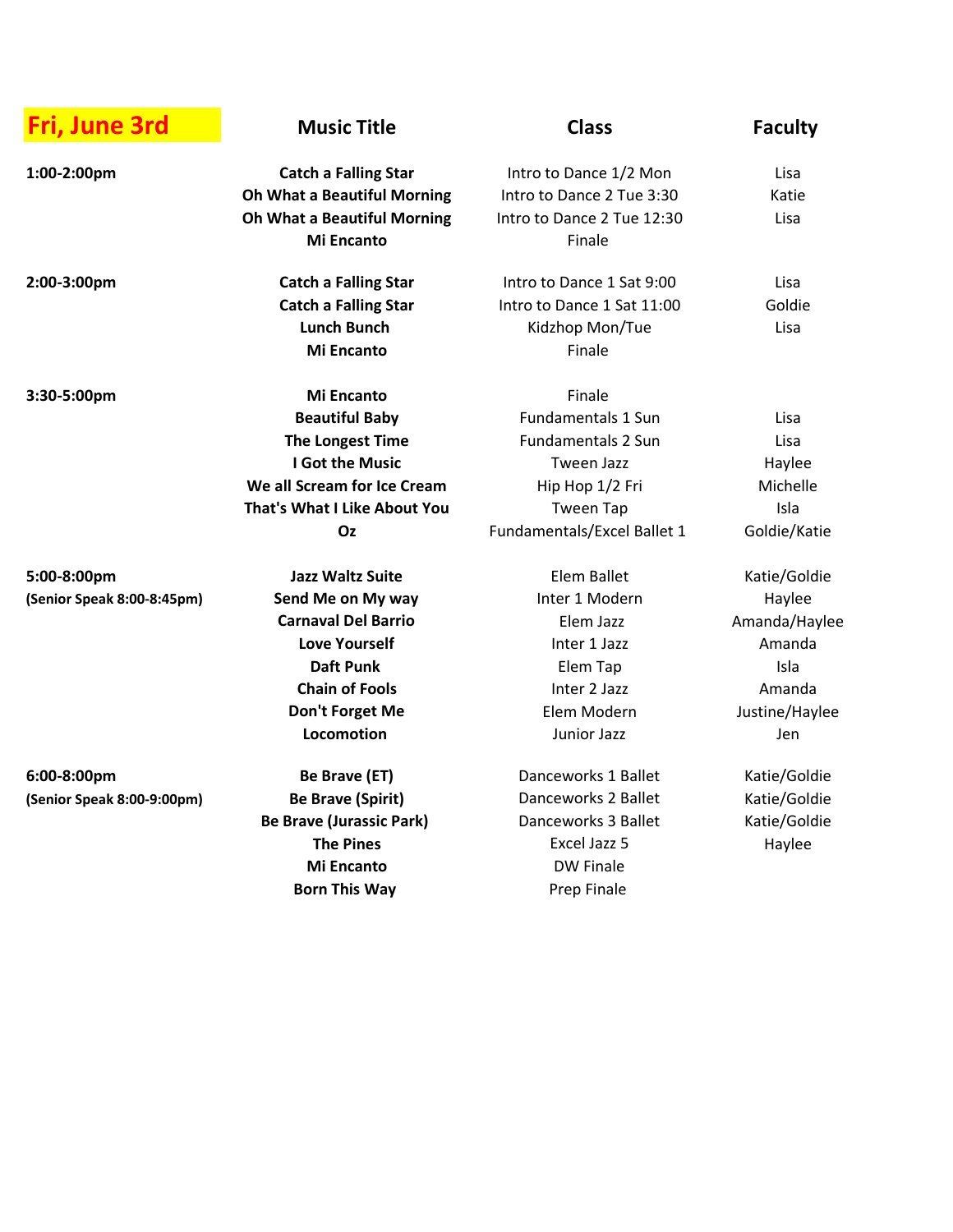| Fri, June 3rd | Music Title | Class | Faculty |
|---|---|---|---|
| **1:00-2:00pm** | **Catch a Falling Star** | Intro to Dance 1/2 Mon | Lisa |
| | **Oh What a Beautiful Morning** | Intro to Dance 2 Tue 3:30 | Katie |
| | **Oh What a Beautiful Morning** | Intro to Dance 2 Tue 12:30 | Lisa |
| | **Mi Encanto** | Finale | |
| **2:00-3:00pm** | **Catch a Falling Star** | Intro to Dance 1 Sat 9:00 | Lisa |
| | **Catch a Falling Star** | Intro to Dance 1 Sat 11:00 | Goldie |
| | **Lunch Bunch** | Kidzhop Mon/Tue | Lisa |
| | **Mi Encanto** | Finale | |
| **3:30-5:00pm** | **Mi Encanto** | Finale | |
| | **Beautiful Baby** | Fundamentals 1 Sun | Lisa |
| | **The Longest Time** | Fundamentals 2 Sun | Lisa |
| | **I Got the Music** | Tween Jazz | Haylee |
| | **We all Scream for Ice Cream** | Hip Hop 1/2 Fri | Michelle |
| | **That's What I Like About You** | Tween Tap | Isla |
| | **Oz** | Fundamentals/Excel Ballet 1 | Goldie/Katie |
| **5:00-8:00pm** | **Jazz Waltz Suite** | Elem Ballet | Katie/Goldie |
| **(Senior Speak 8:00-8:45pm)** | **Send Me on My way** | Inter 1 Modern | Haylee |
| | **Carnaval Del Barrio** | Elem Jazz | Amanda/Haylee |
| | **Love Yourself** | Inter 1 Jazz | Amanda |
| | **Daft Punk** | Elem Tap | Isla |
| | **Chain of Fools** | Inter 2 Jazz | Amanda |
| | **Don't Forget Me** | Elem Modern | Justine/Haylee |
| | **Locomotion** | Junior Jazz | Jen |
| **6:00-8:00pm** | **Be Brave (ET)** | Danceworks 1 Ballet | Katie/Goldie |
| **(Senior Speak 8:00-9:00pm)** | **Be Brave (Spirit)** | Danceworks 2 Ballet | Katie/Goldie |
| | **Be Brave (Jurassic Park)** | Danceworks 3 Ballet | Katie/Goldie |
| | **The Pines** | Excel Jazz 5 | Haylee |
| | **Mi Encanto** | DW Finale | |
| | **Born This Way** | Prep Finale | |